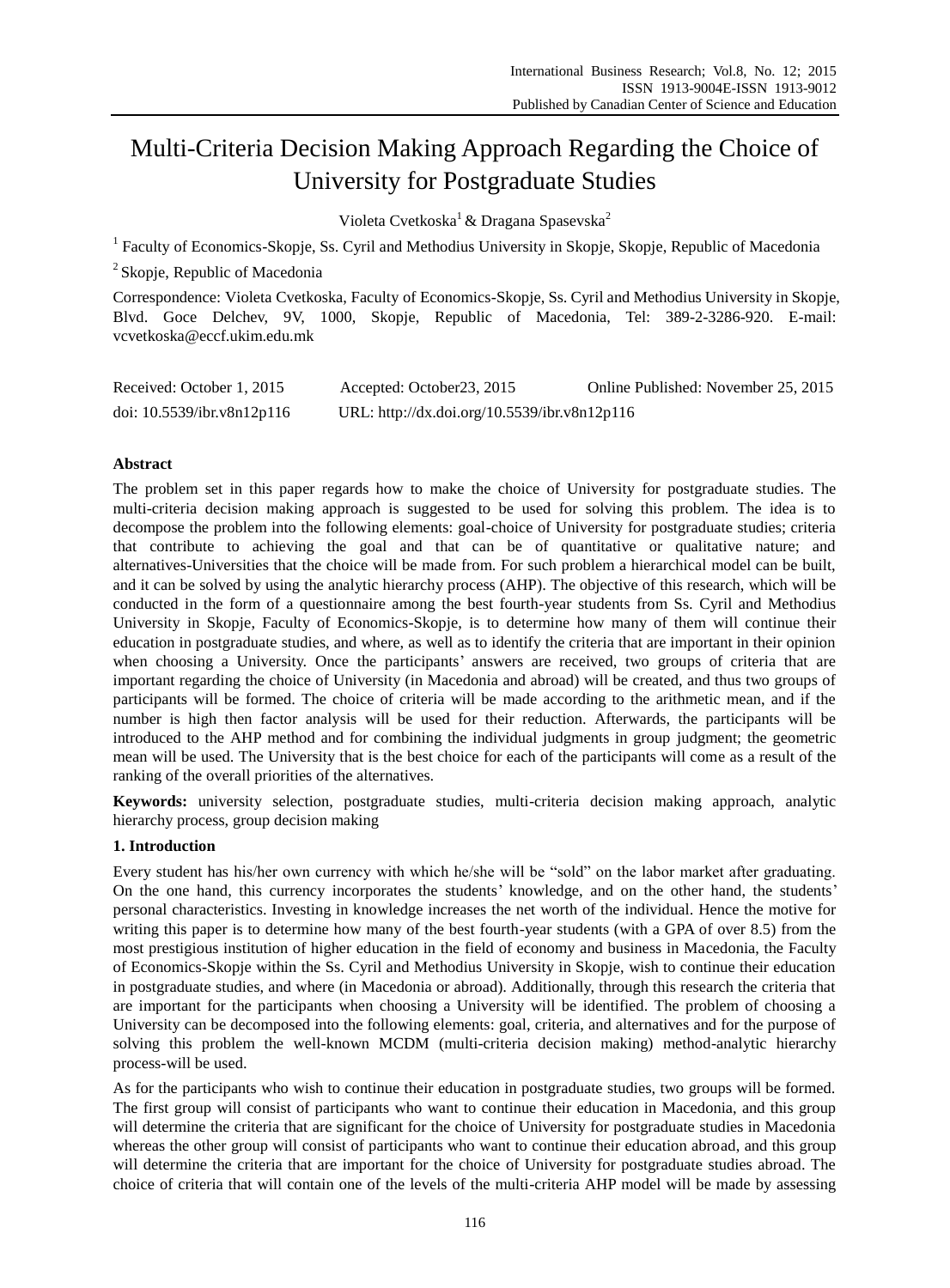# Multi-Criteria Decision Making Approach Regarding the Choice of University for Postgraduate Studies

Violeta Cvetkoska[1] & Dragana Spasevska[2]

[1] Faculty of Economics-Skopje, Ss. Cyril and Methodius University in Skopje, Skopje, Republic of Macedonia

[2] Skopje, Republic of Macedonia

Correspondence: Violeta Cvetkoska, Faculty of Economics-Skopje, Ss. Cyril and Methodius University in Skopje, Blvd. Goce Delchev, 9V, 1000, Skopje, Republic of Macedonia, Tel: 389-2-3286-920. E-mail: vcvetkoska@eccf.ukim.edu.mk

Received: October 1, 2015 Accepted: October23, 2015 Online Published: November 25, 2015

doi: 10.5539/ibr.v8n12p116 URL: http://dx.doi.org/10.5539/ibr.v8n12p116

**Abstract**

The problem set in this paper regards how to make the choice of University for postgraduate studies. The multi-criteria decision making approach is suggested to be used for solving this problem. The idea is to decompose the problem into the following elements: goal-choice of University for postgraduate studies; criteria that contribute to achieving the goal and that can be of quantitative or qualitative nature; and alternatives-Universities that the choice will be made from. For such problem a hierarchical model can be built, and it can be solved by using the analytic hierarchy process (AHP). The objective of this research, which will be conducted in the form of a questionnaire among the best fourth-year students from Ss. Cyril and Methodius University in Skopje, Faculty of Economics-Skopje, is to determine how many of them will continue their education in postgraduate studies, and where, as well as to identify the criteria that are important in their opinion when choosing a University. Once the participants' answers are received, two groups of criteria that are important regarding the choice of University (in Macedonia and abroad) will be created, and thus two groups of participants will be formed. The choice of criteria will be made according to the arithmetic mean, and if the number is high then factor analysis will be used for their reduction. Afterwards, the participants will be introduced to the AHP method and for combining the individual judgments in group judgment; the geometric mean will be used. The University that is the best choice for each of the participants will come as a result of the ranking of the overall priorities of the alternatives.

**Keywords:** university selection, postgraduate studies, multi-criteria decision making approach, analytic hierarchy process, group decision making

## 1. Introduction

Every student has his/her own currency with which he/she will be "sold" on the labor market after graduating. On the one hand, this currency incorporates the students' knowledge, and on the other hand, the students' personal characteristics. Investing in knowledge increases the net worth of the individual. Hence the motive for writing this paper is to determine how many of the best fourth-year students (with a GPA of over 8.5) from the most prestigious institution of higher education in the field of economy and business in Macedonia, the Faculty of Economics-Skopje within the Ss. Cyril and Methodius University in Skopje, wish to continue their education in postgraduate studies, and where (in Macedonia or abroad). Additionally, through this research the criteria that are important for the participants when choosing a University will be identified. The problem of choosing a University can be decomposed into the following elements: goal, criteria, and alternatives and for the purpose of solving this problem the well-known MCDM (multi-criteria decision making) method-analytic hierarchy process-will be used.

As for the participants who wish to continue their education in postgraduate studies, two groups will be formed. The first group will consist of participants who want to continue their education in Macedonia, and this group will determine the criteria that are significant for the choice of University for postgraduate studies in Macedonia whereas the other group will consist of participants who want to continue their education abroad, and this group will determine the criteria that are important for the choice of University for postgraduate studies abroad. The choice of criteria that will contain one of the levels of the multi-criteria AHP model will be made by assessing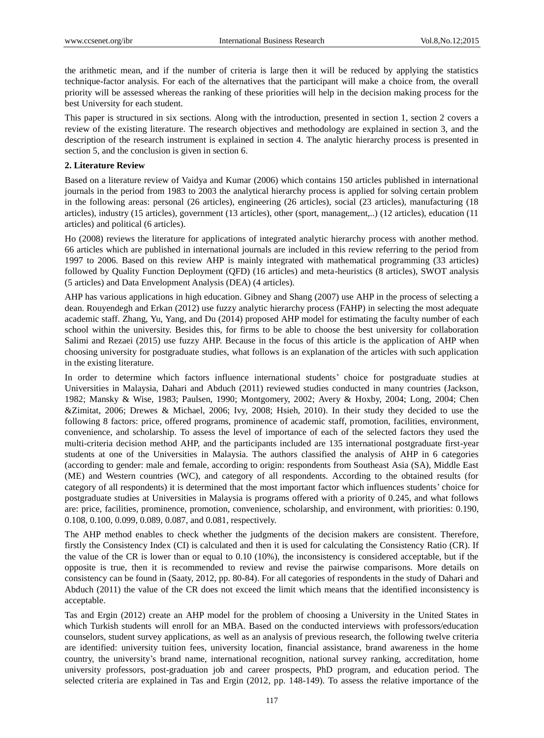the arithmetic mean, and if the number of criteria is large then it will be reduced by applying the statistics technique-factor analysis. For each of the alternatives that the participant will make a choice from, the overall priority will be assessed whereas the ranking of these priorities will help in the decision making process for the best University for each student.

This paper is structured in six sections. Along with the introduction, presented in section 1, section 2 covers a review of the existing literature. The research objectives and methodology are explained in section 3, and the description of the research instrument is explained in section 4. The analytic hierarchy process is presented in section 5, and the conclusion is given in section 6.

## 2. Literature Review

Based on a literature review of Vaidya and Kumar (2006) which contains 150 articles published in international journals in the period from 1983 to 2003 the analytical hierarchy process is applied for solving certain problem in the following areas: personal (26 articles), engineering (26 articles), social (23 articles), manufacturing (18 articles), industry (15 articles), government (13 articles), other (sport, management,..) (12 articles), education (11 articles) and political (6 articles).

Ho (2008) reviews the literature for applications of integrated analytic hierarchy process with another method. 66 articles which are published in international journals are included in this review referring to the period from 1997 to 2006. Based on this review AHP is mainly integrated with mathematical programming (33 articles) followed by Quality Function Deployment (QFD) (16 articles) and meta-heuristics (8 articles), SWOT analysis (5 articles) and Data Envelopment Analysis (DEA) (4 articles).

AHP has various applications in high education. Gibney and Shang (2007) use AHP in the process of selecting a dean. Rouyendegh and Erkan (2012) use fuzzy analytic hierarchy process (FAHP) in selecting the most adequate academic staff. Zhang, Yu, Yang, and Du (2014) proposed AHP model for estimating the faculty number of each school within the university. Besides this, for firms to be able to choose the best university for collaboration Salimi and Rezaei (2015) use fuzzy AHP. Because in the focus of this article is the application of AHP when choosing university for postgraduate studies, what follows is an explanation of the articles with such application in the existing literature.

In order to determine which factors influence international students' choice for postgraduate studies at Universities in Malaysia, Dahari and Abduch (2011) reviewed studies conducted in many countries (Jackson, 1982; Mansky & Wise, 1983; Paulsen, 1990; Montgomery, 2002; Avery & Hoxby, 2004; Long, 2004; Chen &Zimitat, 2006; Drewes & Michael, 2006; Ivy, 2008; Hsieh, 2010). In their study they decided to use the following 8 factors: price, offered programs, prominence of academic staff, promotion, facilities, environment, convenience, and scholarship. To assess the level of importance of each of the selected factors they used the multi-criteria decision method AHP, and the participants included are 135 international postgraduate first-year students at one of the Universities in Malaysia. The authors classified the analysis of AHP in 6 categories (according to gender: male and female, according to origin: respondents from Southeast Asia (SA), Middle East (ME) and Western countries (WC), and category of all respondents. According to the obtained results (for category of all respondents) it is determined that the most important factor which influences students' choice for postgraduate studies at Universities in Malaysia is programs offered with a priority of 0.245, and what follows are: price, facilities, prominence, promotion, convenience, scholarship, and environment, with priorities: 0.190, 0.108, 0.100, 0.099, 0.089, 0.087, and 0.081, respectively.

The AHP method enables to check whether the judgments of the decision makers are consistent. Therefore, firstly the Consistency Index (CI) is calculated and then it is used for calculating the Consistency Ratio (CR). If the value of the CR is lower than or equal to 0.10 (10%), the inconsistency is considered acceptable, but if the opposite is true, then it is recommended to review and revise the pairwise comparisons. More details on consistency can be found in (Saaty, 2012, pp. 80-84). For all categories of respondents in the study of Dahari and Abduch (2011) the value of the CR does not exceed the limit which means that the identified inconsistency is acceptable.

Tas and Ergin (2012) create an AHP model for the problem of choosing a University in the United States in which Turkish students will enroll for an MBA. Based on the conducted interviews with professors/education counselors, student survey applications, as well as an analysis of previous research, the following twelve criteria are identified: university tuition fees, university location, financial assistance, brand awareness in the home country, the university's brand name, international recognition, national survey ranking, accreditation, home university professors, post-graduation job and career prospects, PhD program, and education period. The selected criteria are explained in Tas and Ergin (2012, pp. 148-149). To assess the relative importance of the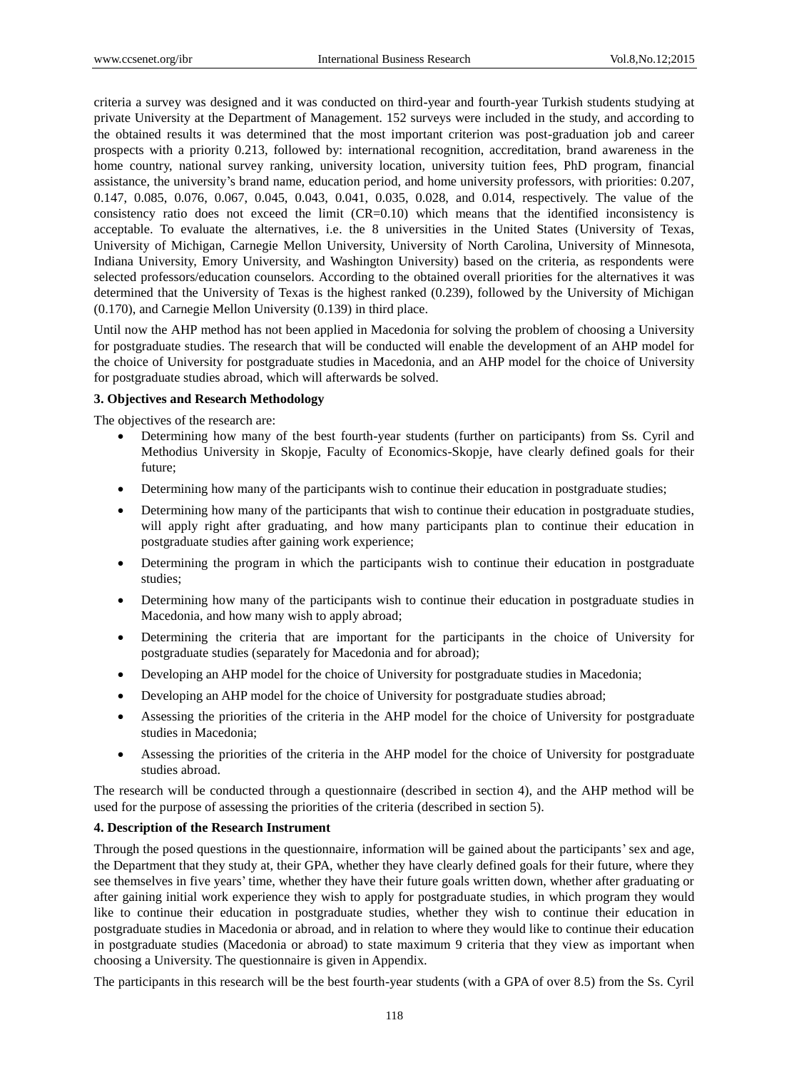criteria a survey was designed and it was conducted on third-year and fourth-year Turkish students studying at private University at the Department of Management. 152 surveys were included in the study, and according to the obtained results it was determined that the most important criterion was post-graduation job and career prospects with a priority 0.213, followed by: international recognition, accreditation, brand awareness in the home country, national survey ranking, university location, university tuition fees, PhD program, financial assistance, the university's brand name, education period, and home university professors, with priorities: 0.207, 0.147, 0.085, 0.076, 0.067, 0.045, 0.043, 0.041, 0.035, 0.028, and 0.014, respectively. The value of the consistency ratio does not exceed the limit (CR=0.10) which means that the identified inconsistency is acceptable. To evaluate the alternatives, i.e. the 8 universities in the United States (University of Texas, University of Michigan, Carnegie Mellon University, University of North Carolina, University of Minnesota, Indiana University, Emory University, and Washington University) based on the criteria, as respondents were selected professors/education counselors. According to the obtained overall priorities for the alternatives it was determined that the University of Texas is the highest ranked (0.239), followed by the University of Michigan (0.170), and Carnegie Mellon University (0.139) in third place.

Until now the AHP method has not been applied in Macedonia for solving the problem of choosing a University for postgraduate studies. The research that will be conducted will enable the development of an AHP model for the choice of University for postgraduate studies in Macedonia, and an AHP model for the choice of University for postgraduate studies abroad, which will afterwards be solved.

### 3. Objectives and Research Methodology

The objectives of the research are:

- Determining how many of the best fourth-year students (further on participants) from Ss. Cyril and Methodius University in Skopje, Faculty of Economics-Skopje, have clearly defined goals for their future;
- Determining how many of the participants wish to continue their education in postgraduate studies;
- Determining how many of the participants that wish to continue their education in postgraduate studies, will apply right after graduating, and how many participants plan to continue their education in postgraduate studies after gaining work experience;
- Determining the program in which the participants wish to continue their education in postgraduate studies;
- Determining how many of the participants wish to continue their education in postgraduate studies in Macedonia, and how many wish to apply abroad;
- Determining the criteria that are important for the participants in the choice of University for postgraduate studies (separately for Macedonia and for abroad);
- Developing an AHP model for the choice of University for postgraduate studies in Macedonia;
- Developing an AHP model for the choice of University for postgraduate studies abroad;
- Assessing the priorities of the criteria in the AHP model for the choice of University for postgraduate studies in Macedonia;
- Assessing the priorities of the criteria in the AHP model for the choice of University for postgraduate studies abroad.

The research will be conducted through a questionnaire (described in section 4), and the AHP method will be used for the purpose of assessing the priorities of the criteria (described in section 5).

### 4. Description of the Research Instrument

Through the posed questions in the questionnaire, information will be gained about the participants' sex and age, the Department that they study at, their GPA, whether they have clearly defined goals for their future, where they see themselves in five years' time, whether they have their future goals written down, whether after graduating or after gaining initial work experience they wish to apply for postgraduate studies, in which program they would like to continue their education in postgraduate studies, whether they wish to continue their education in postgraduate studies in Macedonia or abroad, and in relation to where they would like to continue their education in postgraduate studies (Macedonia or abroad) to state maximum 9 criteria that they view as important when choosing a University. The questionnaire is given in Appendix.

The participants in this research will be the best fourth-year students (with a GPA of over 8.5) from the Ss. Cyril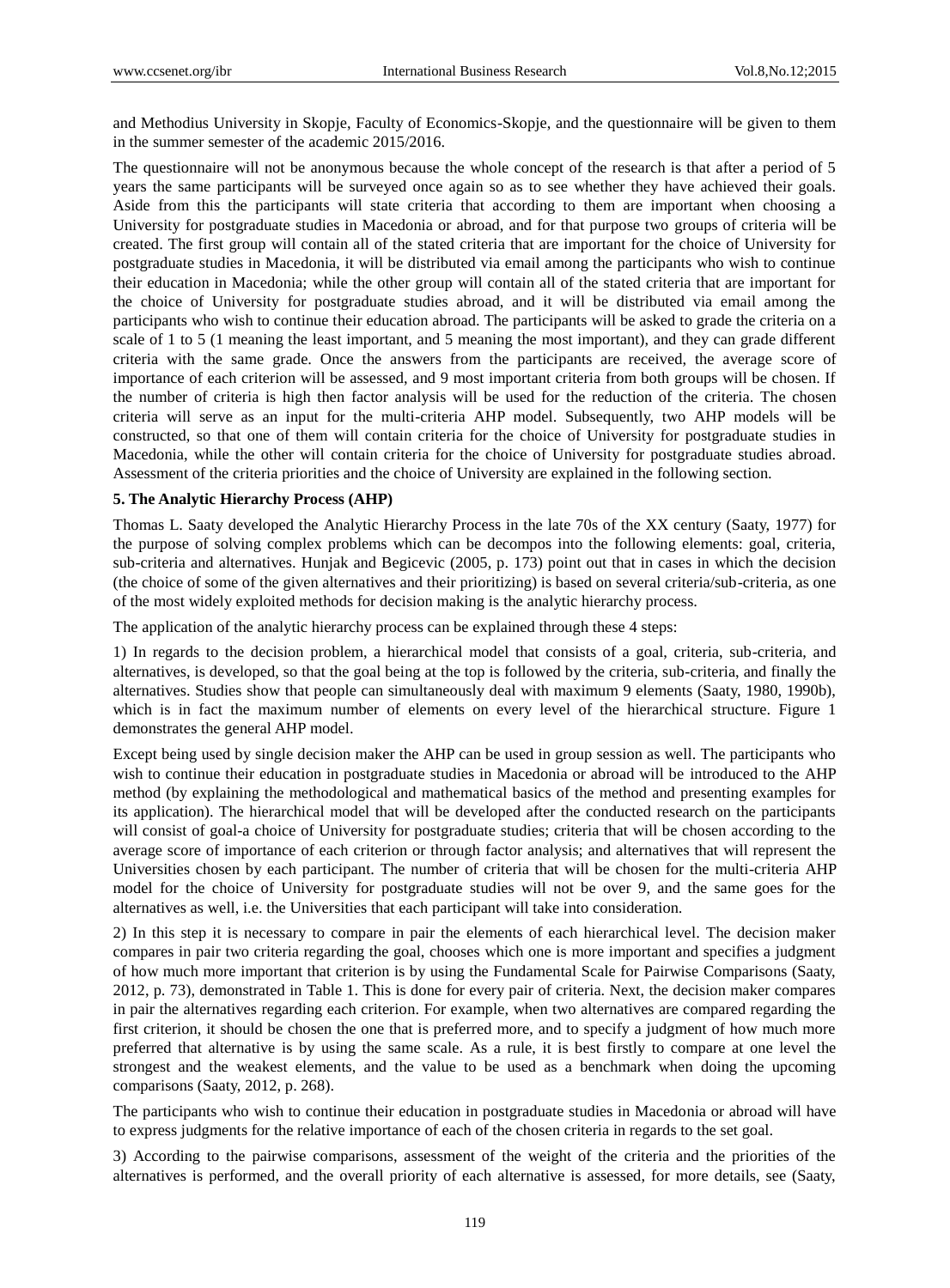and Methodius University in Skopje, Faculty of Economics-Skopje, and the questionnaire will be given to them in the summer semester of the academic 2015/2016.

The questionnaire will not be anonymous because the whole concept of the research is that after a period of 5 years the same participants will be surveyed once again so as to see whether they have achieved their goals. Aside from this the participants will state criteria that according to them are important when choosing a University for postgraduate studies in Macedonia or abroad, and for that purpose two groups of criteria will be created. The first group will contain all of the stated criteria that are important for the choice of University for postgraduate studies in Macedonia, it will be distributed via email among the participants who wish to continue their education in Macedonia; while the other group will contain all of the stated criteria that are important for the choice of University for postgraduate studies abroad, and it will be distributed via email among the participants who wish to continue their education abroad. The participants will be asked to grade the criteria on a scale of 1 to 5 (1 meaning the least important, and 5 meaning the most important), and they can grade different criteria with the same grade. Once the answers from the participants are received, the average score of importance of each criterion will be assessed, and 9 most important criteria from both groups will be chosen. If the number of criteria is high then factor analysis will be used for the reduction of the criteria. The chosen criteria will serve as an input for the multi-criteria AHP model. Subsequently, two AHP models will be constructed, so that one of them will contain criteria for the choice of University for postgraduate studies in Macedonia, while the other will contain criteria for the choice of University for postgraduate studies abroad. Assessment of the criteria priorities and the choice of University are explained in the following section.

## 5. The Analytic Hierarchy Process (AHP)

Thomas L. Saaty developed the Analytic Hierarchy Process in the late 70s of the XX century (Saaty, 1977) for the purpose of solving complex problems which can be decompos into the following elements: goal, criteria, sub-criteria and alternatives. Hunjak and Begicevic (2005, p. 173) point out that in cases in which the decision (the choice of some of the given alternatives and their prioritizing) is based on several criteria/sub-criteria, as one of the most widely exploited methods for decision making is the analytic hierarchy process.

The application of the analytic hierarchy process can be explained through these 4 steps:

1) In regards to the decision problem, a hierarchical model that consists of a goal, criteria, sub-criteria, and alternatives, is developed, so that the goal being at the top is followed by the criteria, sub-criteria, and finally the alternatives. Studies show that people can simultaneously deal with maximum 9 elements (Saaty, 1980, 1990b), which is in fact the maximum number of elements on every level of the hierarchical structure. Figure 1 demonstrates the general AHP model.

Except being used by single decision maker the AHP can be used in group session as well. The participants who wish to continue their education in postgraduate studies in Macedonia or abroad will be introduced to the AHP method (by explaining the methodological and mathematical basics of the method and presenting examples for its application). The hierarchical model that will be developed after the conducted research on the participants will consist of goal-a choice of University for postgraduate studies; criteria that will be chosen according to the average score of importance of each criterion or through factor analysis; and alternatives that will represent the Universities chosen by each participant. The number of criteria that will be chosen for the multi-criteria AHP model for the choice of University for postgraduate studies will not be over 9, and the same goes for the alternatives as well, i.e. the Universities that each participant will take into consideration.

2) In this step it is necessary to compare in pair the elements of each hierarchical level. The decision maker compares in pair two criteria regarding the goal, chooses which one is more important and specifies a judgment of how much more important that criterion is by using the Fundamental Scale for Pairwise Comparisons (Saaty, 2012, p. 73), demonstrated in Table 1. This is done for every pair of criteria. Next, the decision maker compares in pair the alternatives regarding each criterion. For example, when two alternatives are compared regarding the first criterion, it should be chosen the one that is preferred more, and to specify a judgment of how much more preferred that alternative is by using the same scale. As a rule, it is best firstly to compare at one level the strongest and the weakest elements, and the value to be used as a benchmark when doing the upcoming comparisons (Saaty, 2012, p. 268).

The participants who wish to continue their education in postgraduate studies in Macedonia or abroad will have to express judgments for the relative importance of each of the chosen criteria in regards to the set goal.

3) According to the pairwise comparisons, assessment of the weight of the criteria and the priorities of the alternatives is performed, and the overall priority of each alternative is assessed, for more details, see (Saaty,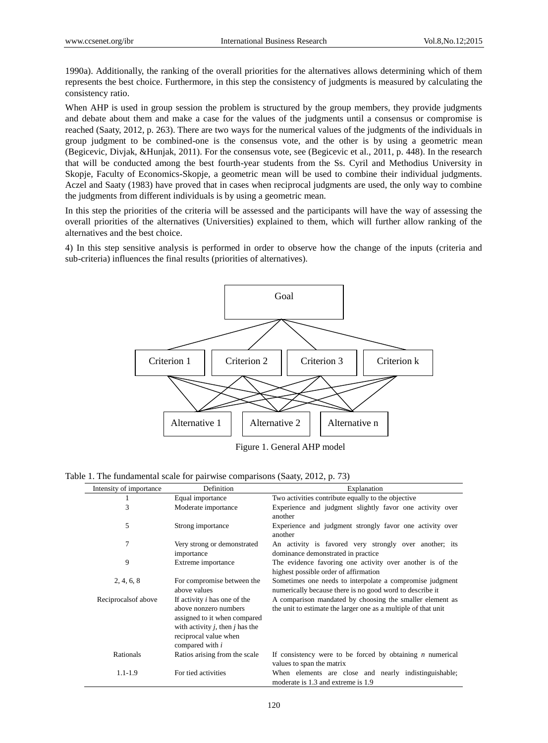1990a). Additionally, the ranking of the overall priorities for the alternatives allows determining which of them represents the best choice. Furthermore, in this step the consistency of judgments is measured by calculating the consistency ratio.

When AHP is used in group session the problem is structured by the group members, they provide judgments and debate about them and make a case for the values of the judgments until a consensus or compromise is reached (Saaty, 2012, p. 263). There are two ways for the numerical values of the judgments of the individuals in group judgment to be combined-one is the consensus vote, and the other is by using a geometric mean (Begicevic, Divjak, &Hunjak, 2011). For the consensus vote, see (Begicevic et al., 2011, p. 448). In the research that will be conducted among the best fourth-year students from the Ss. Cyril and Methodius University in Skopje, Faculty of Economics-Skopje, a geometric mean will be used to combine their individual judgments. Aczel and Saaty (1983) have proved that in cases when reciprocal judgments are used, the only way to combine the judgments from different individuals is by using a geometric mean.

In this step the priorities of the criteria will be assessed and the participants will have the way of assessing the overall priorities of the alternatives (Universities) explained to them, which will further allow ranking of the alternatives and the best choice.

4) In this step sensitive analysis is performed in order to observe how the change of the inputs (criteria and sub-criteria) influences the final results (priorities of alternatives).

Goal

Criterion 1 | Criterion 2 | Criterion 3 | Criterion k

Alternative 1 | Alternative 2 | Alternative n

Figure 1. General AHP model

Table 1. The fundamental scale for pairwise comparisons (Saaty, 2012, p. 73)

| Intensity of importance | Definition | Explanation |
|---|---|---|
| 1 | Equal importance | Two activities contribute equally to the objective |
| 3 | Moderate importance | Experience and judgment slightly favor one activity over another |
| 5 | Strong importance | Experience and judgment strongly favor one activity over another |
| 7 | Very strong or demonstrated importance | An activity is favored very strongly over another; its dominance demonstrated in practice |
| 9 | Extreme importance | The evidence favoring one activity over another is of the highest possible order of affirmation |
| 2, 4, 6, 8 | For compromise between the above values | Sometimes one needs to interpolate a compromise judgment numerically because there is no good word to describe it |
| Reciprocalsof above | If activity *i* has one of the above nonzero numbers assigned to it when compared with activity *j*, then *j* has the reciprocal value when compared with *i* | A comparison mandated by choosing the smaller element as the unit to estimate the larger one as a multiple of that unit |
| Rationals | Ratios arising from the scale | If consistency were to be forced by obtaining *n* numerical values to span the matrix |
| 1.1-1.9 | For tied activities | When elements are close and nearly indistinguishable; moderate is 1.3 and extreme is 1.9 |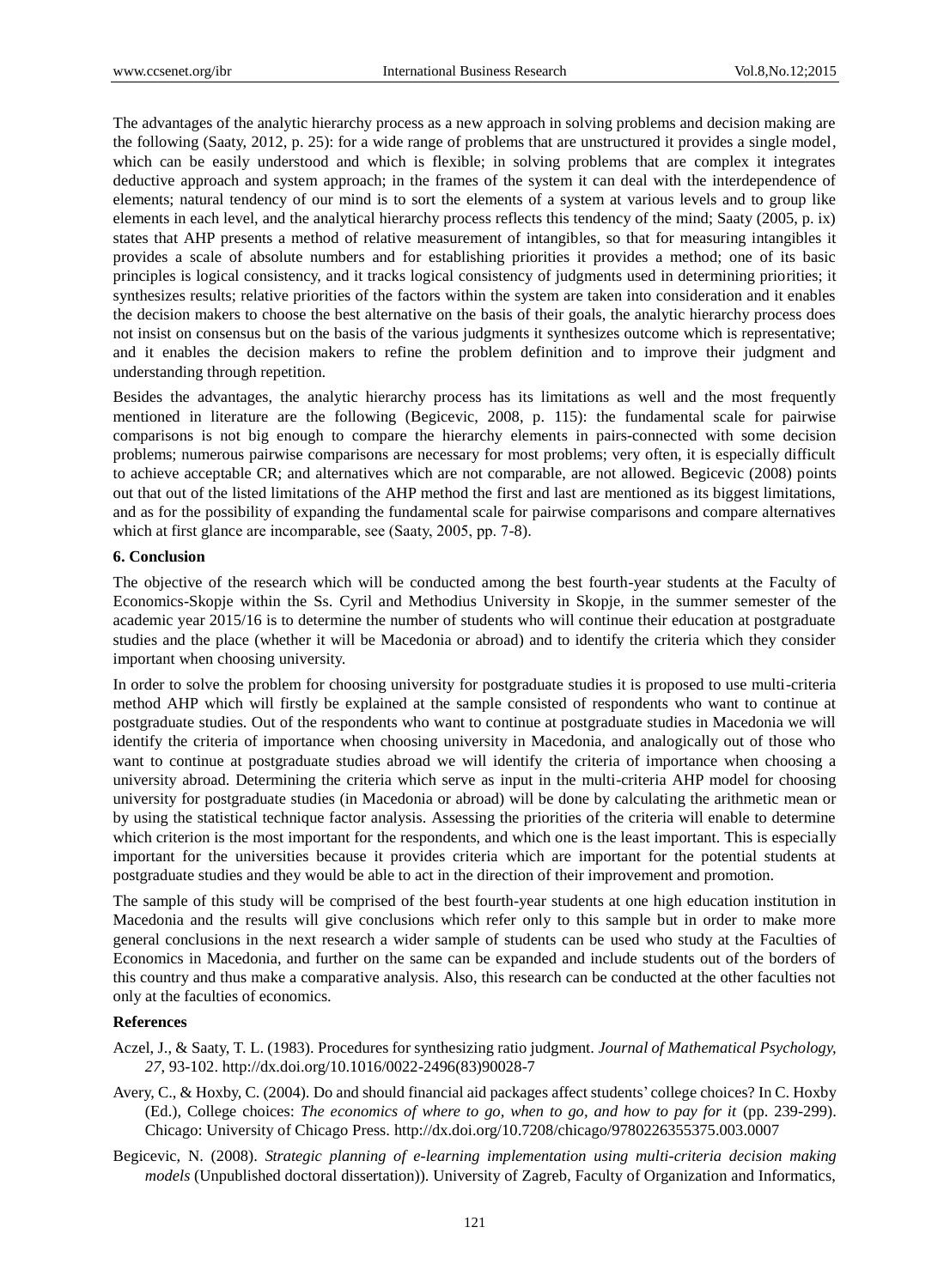The advantages of the analytic hierarchy process as a new approach in solving problems and decision making are the following (Saaty, 2012, p. 25): for a wide range of problems that are unstructured it provides a single model, which can be easily understood and which is flexible; in solving problems that are complex it integrates deductive approach and system approach; in the frames of the system it can deal with the interdependence of elements; natural tendency of our mind is to sort the elements of a system at various levels and to group like elements in each level, and the analytical hierarchy process reflects this tendency of the mind; Saaty (2005, p. ix) states that AHP presents a method of relative measurement of intangibles, so that for measuring intangibles it provides a scale of absolute numbers and for establishing priorities it provides a method; one of its basic principles is logical consistency, and it tracks logical consistency of judgments used in determining priorities; it synthesizes results; relative priorities of the factors within the system are taken into consideration and it enables the decision makers to choose the best alternative on the basis of their goals, the analytic hierarchy process does not insist on consensus but on the basis of the various judgments it synthesizes outcome which is representative; and it enables the decision makers to refine the problem definition and to improve their judgment and understanding through repetition.

Besides the advantages, the analytic hierarchy process has its limitations as well and the most frequently mentioned in literature are the following (Begicevic, 2008, p. 115): the fundamental scale for pairwise comparisons is not big enough to compare the hierarchy elements in pairs-connected with some decision problems; numerous pairwise comparisons are necessary for most problems; very often, it is especially difficult to achieve acceptable CR; and alternatives which are not comparable, are not allowed. Begicevic (2008) points out that out of the listed limitations of the AHP method the first and last are mentioned as its biggest limitations, and as for the possibility of expanding the fundamental scale for pairwise comparisons and compare alternatives which at first glance are incomparable, see (Saaty, 2005, pp. 7-8).

## 6. Conclusion

The objective of the research which will be conducted among the best fourth-year students at the Faculty of Economics-Skopje within the Ss. Cyril and Methodius University in Skopje, in the summer semester of the academic year 2015/16 is to determine the number of students who will continue their education at postgraduate studies and the place (whether it will be Macedonia or abroad) and to identify the criteria which they consider important when choosing university.

In order to solve the problem for choosing university for postgraduate studies it is proposed to use multi-criteria method AHP which will firstly be explained at the sample consisted of respondents who want to continue at postgraduate studies. Out of the respondents who want to continue at postgraduate studies in Macedonia we will identify the criteria of importance when choosing university in Macedonia, and analogically out of those who want to continue at postgraduate studies abroad we will identify the criteria of importance when choosing a university abroad. Determining the criteria which serve as input in the multi-criteria AHP model for choosing university for postgraduate studies (in Macedonia or abroad) will be done by calculating the arithmetic mean or by using the statistical technique factor analysis. Assessing the priorities of the criteria will enable to determine which criterion is the most important for the respondents, and which one is the least important. This is especially important for the universities because it provides criteria which are important for the potential students at postgraduate studies and they would be able to act in the direction of their improvement and promotion.

The sample of this study will be comprised of the best fourth-year students at one high education institution in Macedonia and the results will give conclusions which refer only to this sample but in order to make more general conclusions in the next research a wider sample of students can be used who study at the Faculties of Economics in Macedonia, and further on the same can be expanded and include students out of the borders of this country and thus make a comparative analysis. Also, this research can be conducted at the other faculties not only at the faculties of economics.

## References

Aczel, J., & Saaty, T. L. (1983). Procedures for synthesizing ratio judgment. *Journal of Mathematical Psychology, 27*, 93-102. http://dx.doi.org/10.1016/0022-2496(83)90028-7

Avery, C., & Hoxby, C. (2004). Do and should financial aid packages affect students' college choices? In C. Hoxby (Ed.), College choices: *The economics of where to go, when to go, and how to pay for it* (pp. 239-299). Chicago: University of Chicago Press. http://dx.doi.org/10.7208/chicago/9780226355375.003.0007

Begicevic, N. (2008). *Strategic planning of e-learning implementation using multi-criteria decision making models* (Unpublished doctoral dissertation)). University of Zagreb, Faculty of Organization and Informatics,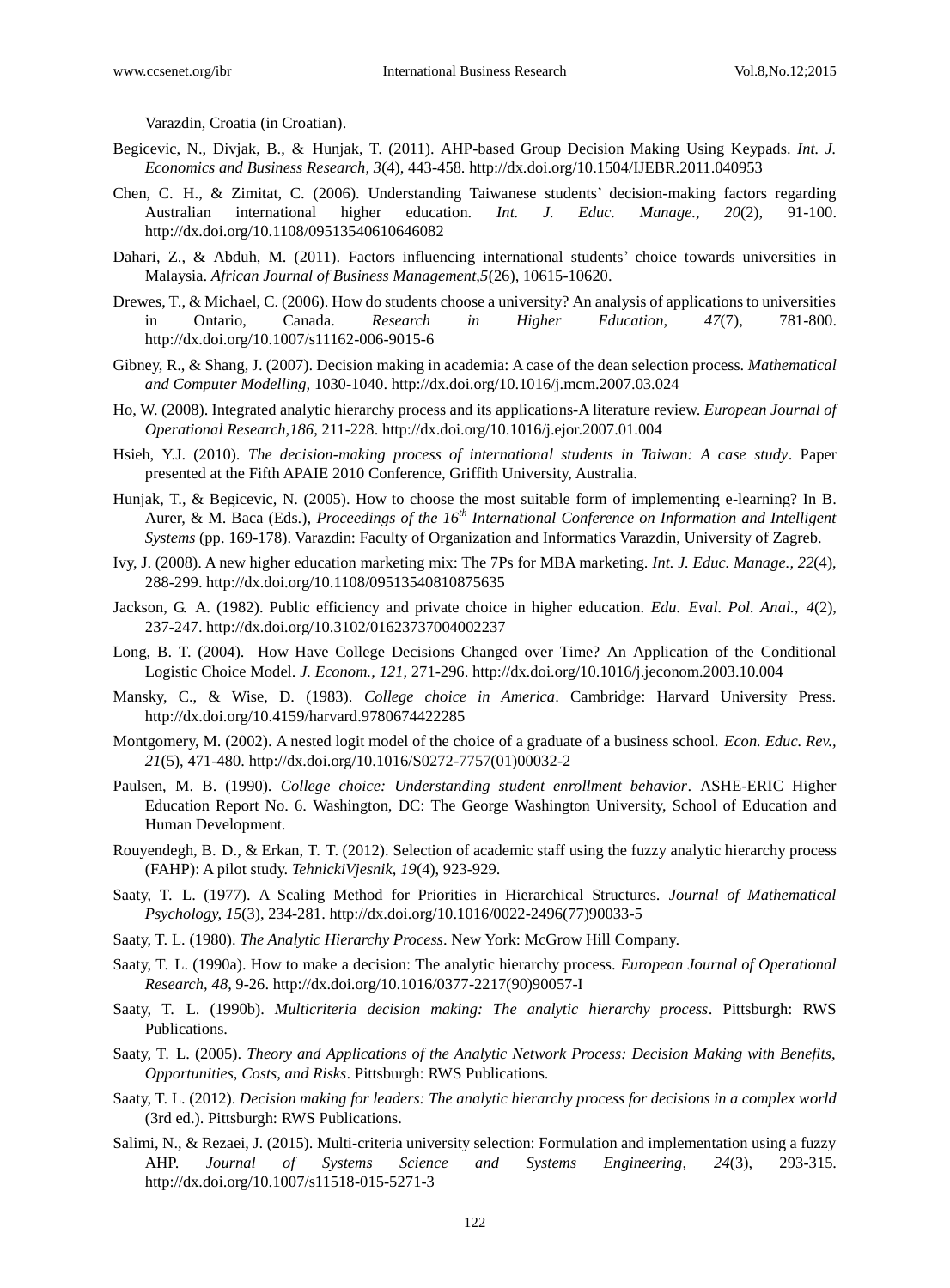Varazdin, Croatia (in Croatian).

Begicevic, N., Divjak, B., & Hunjak, T. (2011). AHP-based Group Decision Making Using Keypads. *Int. J. Economics and Business Research, 3*(4), 443-458. http://dx.doi.org/10.1504/IJEBR.2011.040953

Chen, C. H., & Zimitat, C. (2006). Understanding Taiwanese students' decision-making factors regarding Australian international higher education. *Int. J. Educ. Manage., 20*(2), 91-100. http://dx.doi.org/10.1108/09513540610646082

Dahari, Z., & Abduh, M. (2011). Factors influencing international students' choice towards universities in Malaysia. *African Journal of Business Management,5*(26), 10615-10620.

Drewes, T., & Michael, C. (2006). How do students choose a university? An analysis of applications to universities in Ontario, Canada. *Research in Higher Education, 47*(7), 781-800. http://dx.doi.org/10.1007/s11162-006-9015-6

Gibney, R., & Shang, J. (2007). Decision making in academia: A case of the dean selection process. *Mathematical and Computer Modelling,* 1030-1040. http://dx.doi.org/10.1016/j.mcm.2007.03.024

Ho, W. (2008). Integrated analytic hierarchy process and its applications-A literature review. *European Journal of Operational Research,186*, 211-228. http://dx.doi.org/10.1016/j.ejor.2007.01.004

Hsieh, Y.J. (2010). *The decision-making process of international students in Taiwan: A case study*. Paper presented at the Fifth APAIE 2010 Conference, Griffith University, Australia.

Hunjak, T., & Begicevic, N. (2005). How to choose the most suitable form of implementing e-learning? In B. Aurer, & M. Baca (Eds.), *Proceedings of the 16th International Conference on Information and Intelligent Systems* (pp. 169-178). Varazdin: Faculty of Organization and Informatics Varazdin, University of Zagreb.

Ivy, J. (2008). A new higher education marketing mix: The 7Ps for MBA marketing. *Int. J. Educ. Manage., 22*(4), 288-299. http://dx.doi.org/10.1108/09513540810875635

Jackson, G. A. (1982). Public efficiency and private choice in higher education. *Edu. Eval. Pol. Anal., 4*(2), 237-247. http://dx.doi.org/10.3102/01623737004002237

Long, B. T. (2004). How Have College Decisions Changed over Time? An Application of the Conditional Logistic Choice Model. *J. Econom., 121,* 271-296. http://dx.doi.org/10.1016/j.jeconom.2003.10.004

Mansky, C., & Wise, D. (1983). *College choice in America*. Cambridge: Harvard University Press. http://dx.doi.org/10.4159/harvard.9780674422285

Montgomery, M. (2002). A nested logit model of the choice of a graduate of a business school. *Econ. Educ. Rev., 21*(5), 471-480. http://dx.doi.org/10.1016/S0272-7757(01)00032-2

Paulsen, M. B. (1990). *College choice: Understanding student enrollment behavior*. ASHE-ERIC Higher Education Report No. 6. Washington, DC: The George Washington University, School of Education and Human Development.

Rouyendegh, B. D., & Erkan, T. T. (2012). Selection of academic staff using the fuzzy analytic hierarchy process (FAHP): A pilot study. *TehnickiVjesnik, 19*(4), 923-929.

Saaty, T. L. (1977). A Scaling Method for Priorities in Hierarchical Structures. *Journal of Mathematical Psychology, 15*(3), 234-281. http://dx.doi.org/10.1016/0022-2496(77)90033-5

Saaty, T. L. (1980). *The Analytic Hierarchy Process*. New York: McGrow Hill Company.

Saaty, T. L. (1990a). How to make a decision: The analytic hierarchy process. *European Journal of Operational Research, 48,* 9-26. http://dx.doi.org/10.1016/0377-2217(90)90057-I

Saaty, T. L. (1990b). *Multicriteria decision making: The analytic hierarchy process*. Pittsburgh: RWS Publications.

Saaty, T. L. (2005). *Theory and Applications of the Analytic Network Process: Decision Making with Benefits, Opportunities, Costs, and Risks*. Pittsburgh: RWS Publications.

Saaty, T. L. (2012). *Decision making for leaders: The analytic hierarchy process for decisions in a complex world* (3rd ed.). Pittsburgh: RWS Publications.

Salimi, N., & Rezaei, J. (2015). Multi-criteria university selection: Formulation and implementation using a fuzzy AHP. *Journal of Systems Science and Systems Engineering, 24*(3), 293-315. http://dx.doi.org/10.1007/s11518-015-5271-3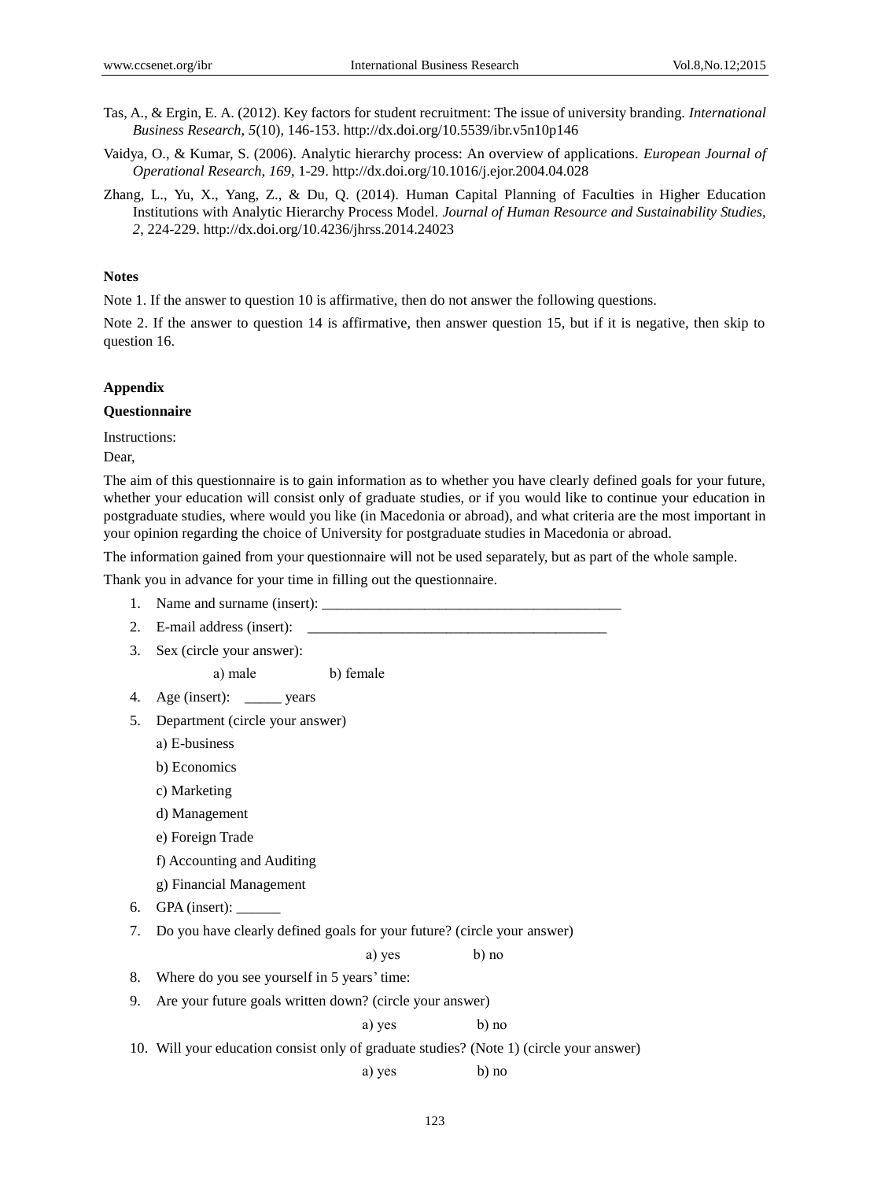Tas, A., & Ergin, E. A. (2012). Key factors for student recruitment: The issue of university branding. *International Business Research*, *5*(10), 146-153. http://dx.doi.org/10.5539/ibr.v5n10p146

Vaidya, O., & Kumar, S. (2006). Analytic hierarchy process: An overview of applications. *European Journal of Operational Research, 169*, 1-29. http://dx.doi.org/10.1016/j.ejor.2004.04.028

Zhang, L., Yu, X., Yang, Z., & Du, Q. (2014). Human Capital Planning of Faculties in Higher Education Institutions with Analytic Hierarchy Process Model. *Journal of Human Resource and Sustainability Studies, 2*, 224-229. http://dx.doi.org/10.4236/jhrss.2014.24023

**Notes**

Note 1. If the answer to question 10 is affirmative, then do not answer the following questions.

Note 2. If the answer to question 14 is affirmative, then answer question 15, but if it is negative, then skip to question 16.

**Appendix**

**Questionnaire**

Instructions:

Dear,

The aim of this questionnaire is to gain information as to whether you have clearly defined goals for your future, whether your education will consist only of graduate studies, or if you would like to continue your education in postgraduate studies, where would you like (in Macedonia or abroad), and what criteria are the most important in your opinion regarding the choice of University for postgraduate studies in Macedonia or abroad.

The information gained from your questionnaire will not be used separately, but as part of the whole sample.

Thank you in advance for your time in filling out the questionnaire.

1. Name and surname (insert): __________________________________________
2. E-mail address (insert): __________________________________________
3. Sex (circle your answer):

   a) male b) female
4. Age (insert): _____ years
5. Department (circle your answer)

   a) E-business

   b) Economics

   c) Marketing

   d) Management

   e) Foreign Trade

   f) Accounting and Auditing

   g) Financial Management
6. GPA (insert): ______
7. Do you have clearly defined goals for your future? (circle your answer)

   a) yes b) no
8. Where do you see yourself in 5 years' time:
9. Are your future goals written down? (circle your answer)

   a) yes b) no
10. Will your education consist only of graduate studies? (Note 1) (circle your answer)

    a) yes b) no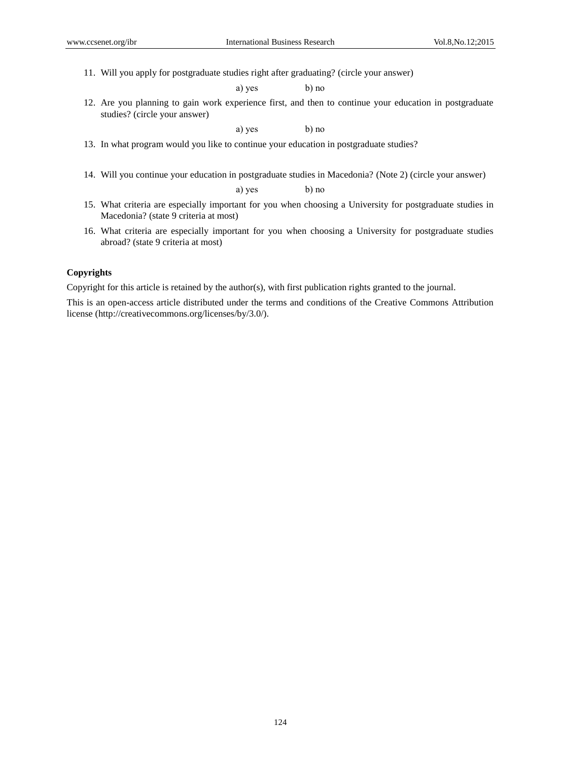11. Will you apply for postgraduate studies right after graduating? (circle your answer)

    a) yes　　　b) no

12. Are you planning to gain work experience first, and then to continue your education in postgraduate studies? (circle your answer)

    a) yes　　　b) no

13. In what program would you like to continue your education in postgraduate studies?

14. Will you continue your education in postgraduate studies in Macedonia? (Note 2) (circle your answer)

    a) yes　　　b) no

15. What criteria are especially important for you when choosing a University for postgraduate studies in Macedonia? (state 9 criteria at most)

16. What criteria are especially important for you when choosing a University for postgraduate studies abroad? (state 9 criteria at most)

**Copyrights**

Copyright for this article is retained by the author(s), with first publication rights granted to the journal.

This is an open-access article distributed under the terms and conditions of the Creative Commons Attribution license (http://creativecommons.org/licenses/by/3.0/).